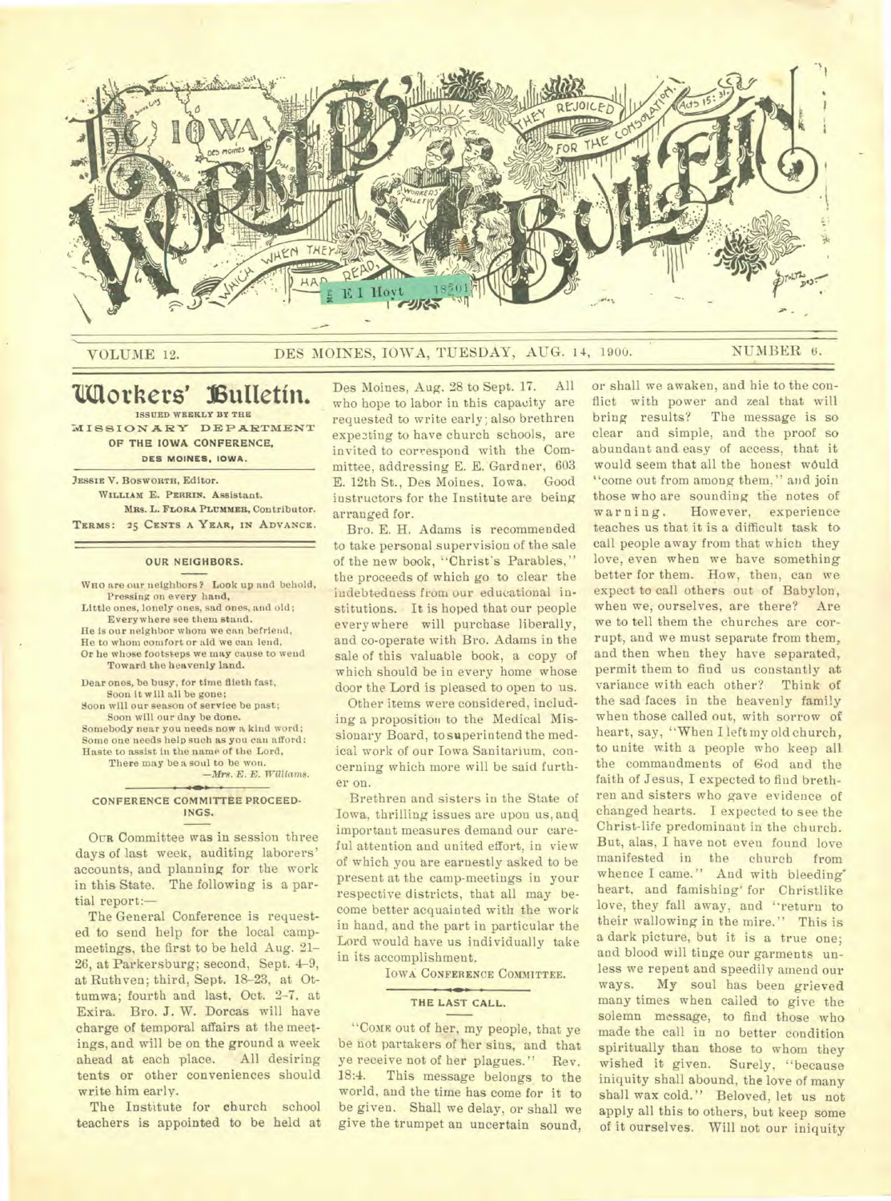# Iowa Workers' Bulletin

VOLUME 12. DES MOINES, IOWA, TUESDAY, AUG. 14, 1900. NUMBER 6.

## Workers' Bulletin.

ISSUED WEEKLY BY THE MISSIONARY DEPARTMENT OF THE IOWA CONFERENCE, DES MOINES, IOWA.

JESSIE V. BOSWORTH, Editor.
WILLIAM E. PERRIN, Assistant.
MRS. L. FLORA PLUMMER, Contributor.

TERMS: 25 CENTS A YEAR, IN ADVANCE.

### OUR NEIGHBORS.

WHO are our neighbors? Look up and behold,
Pressing on every hand,
Little ones, lonely ones, sad ones, and old;
Everywhere see them stand.
He is our neighbor whom we can befriend,
He to whom comfort or aid we can lend,
Or he whose footsteps we may cause to wend
Toward the heavenly land.

Dear ones, be busy, for time flieth fast,
Soon it will all be gone;
Soon will our season of service be past;
Soon will our day be done.
Somebody near you needs now a kind word;
Some one needs help such as you can afford:
Haste to assist in the name of the Lord,
There may be a soul to be won.

—*Mrs. E. E. Williams.*

### CONFERENCE COMMITTEE PROCEEDINGS.

OUR Committee was in session three days of last week, auditing laborers' accounts, and planning for the work in this State. The following is a partial report:—

The General Conference is requested to send help for the local camp-meetings, the first to be held Aug. 21-26, at Parkersburg; second, Sept. 4-9, at Ruthven; third, Sept. 18-23, at Ottumwa; fourth and last, Oct. 2-7, at Exira. Bro. J. W. Dorcas will have charge of temporal affairs at the meetings, and will be on the ground a week ahead at each place. All desiring tents or other conveniences should write him early.

The Institute for church school teachers is appointed to be held at Des Moines, Aug. 28 to Sept. 17. All who hope to labor in this capacity are requested to write early; also brethren expecting to have church schools, are invited to correspond with the Committee, addressing E. E. Gardner, 603 E. 12th St., Des Moines, Iowa. Good instructors for the Institute are being arranged for.

Bro. E. H. Adams is recommended to take personal supervision of the sale of the new book, "Christ's Parables," the proceeds of which go to clear the indebtedness from our educational institutions. It is hoped that our people everywhere will purchase liberally, and co-operate with Bro. Adams in the sale of this valuable book, a copy of which should be in every home whose door the Lord is pleased to open to us.

Other items were considered, including a proposition to the Medical Missionary Board, to superintend the medical work of our Iowa Sanitarium, concerning which more will be said further on.

Brethren and sisters in the State of Iowa, thrilling issues are upon us, and important measures demand our careful attention and united effort, in view of which you are earnestly asked to be present at the camp-meetings in your respective districts, that all may become better acquainted with the work in hand, and the part in particular the Lord would have us individually take in its accomplishment.

IOWA CONFERENCE COMMITTEE.

### THE LAST CALL.

"COME out of her, my people, that ye be not partakers of her sins, and that ye receive not of her plagues." Rev. 18:4. This message belongs to the world, and the time has come for it to be given. Shall we delay, or shall we give the trumpet an uncertain sound, or shall we awaken, and hie to the conflict with power and zeal that will bring results? The message is so clear and simple, and the proof so abundant and easy of access, that it would seem that all the honest would "come out from among them," and join those who are sounding the notes of warning. However, experience teaches us that it is a difficult task to call people away from that which they love, even when we have something better for them. How, then, can we expect to call others out of Babylon, when we, ourselves, are there? Are we to tell them the churches are corrupt, and we must separate from them, and then when they have separated, permit them to find us constantly at variance with each other? Think of the sad faces in the heavenly family when those called out, with sorrow of heart, say, "When I left my old church, to unite with a people who keep all the commandments of God and the faith of Jesus, I expected to find brethren and sisters who gave evidence of changed hearts. I expected to see the Christ-life predominant in the church. But, alas, I have not even found love manifested in the church from whence I came." And with bleeding heart, and famishing for Christlike love, they fall away, and "return to their wallowing in the mire." This is a dark picture, but it is a true one; and blood will tinge our garments unless we repent and speedily amend our ways. My soul has been grieved many times when called to give the solemn message, to find those who made the call in no better condition spiritually than those to whom they wished it given. Surely, "because iniquity shall abound, the love of many shall wax cold." Beloved, let us not apply all this to others, but keep some of it ourselves. Will not our iniquity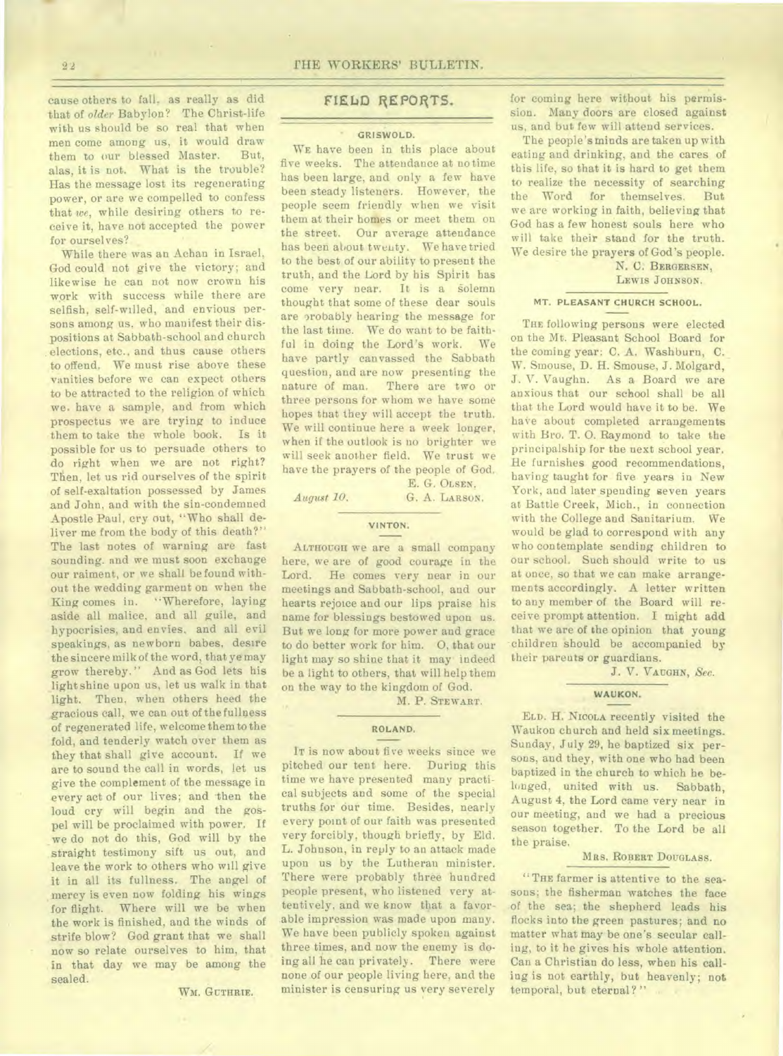cause others to fall, as really as did that of *older* Babylon? The Christ-life with us should be so real that when men come among us, it would draw them to our blessed Master. But, alas, it is not. What is the trouble? Has the message lost its regenerating power, or are we compelled to confess that *we*, while desiring others to receive it, have not accepted the power for ourselves?

While there was an Achan in Israel, God could not give the victory; and likewise he can not now crown his work with success while there are selfish, self-willed, and envious persons among us, who manifest their dispositions at Sabbath-school and church elections, etc., and thus cause others to offend. We must rise above these vanities before we can expect others to be attracted to the religion of which we have a sample, and from which prospectus we are trying to induce them to take the whole book. Is it possible for us to persuade others to do right when we are not right? Then, let us rid ourselves of the spirit of self-exaltation possessed by James and John, and with the sin-condemned Apostle Paul, cry out, "Who shall deliver me from the body of this death?" The last notes of warning are fast sounding, and we must soon exchange our raiment, or we shall be found without the wedding garment on when the King comes in. "Wherefore, laying aside all malice, and all guile, and hypocrisies, and envies, and all evil speakings, as newborn babes, desire the sincere milk of the word, that ye may grow thereby." And as God lets his light shine upon us, let us walk in that light. Then, when others heed the gracious call, we can out of the fullness of regenerated life, welcome them to the fold, and tenderly watch over them as they that shall give account. If we are to sound the call in words, let us give the complement of the message in every act of our lives; and then the loud cry will begin and the gospel will be proclaimed with power. If we do not do this, God will by the straight testimony sift us out, and leave the work to others who will give it in all its fullness. The angel of mercy is even now folding his wings for flight. Where will we be when the work is finished, and the winds of strife blow? God grant that we shall now so relate ourselves to him, that in that day we may be among the sealed.

WM. GUTHRIE.

## FIELD REPORTS.

### GRISWOLD.

WE have been in this place about five weeks. The attendance at no time has been large, and only a few have been steady listeners. However, the people seem friendly when we visit them at their homes or meet them on the street. Our average attendance has been about twenty. We have tried to the best of our ability to present the truth, and the Lord by his Spirit has come very near. It is a solemn thought that some of these dear souls are probably hearing the message for the last time. We do want to be faithful in doing the Lord's work. We have partly canvassed the Sabbath question, and are now presenting the nature of man. There are two or three persons for whom we have some hopes that they will accept the truth. We will continue here a week longer, when if the outlook is no brighter we will seek another field. We trust we have the prayers of the people of God.

*August 10.*

E. G. OLSEN,
G. A. LARSON.

### VINTON.

ALTHOUGH we are a small company here, we are of good courage in the Lord. He comes very near in our meetings and Sabbath-school, and our hearts rejoice and our lips praise his name for blessings bestowed upon us. But we long for more power and grace to do better work for him. O, that our light may so shine that it may indeed be a light to others, that will help them on the way to the kingdom of God.

M. P. STEWART.

### ROLAND.

IT is now about five weeks since we pitched our tent here. During this time we have presented many practical subjects and some of the special truths for our time. Besides, nearly every point of our faith was presented very forcibly, though briefly, by Eld. L. Johnson, in reply to an attack made upon us by the Lutheran minister. There were probably three hundred people present, who listened very attentively, and we know that a favorable impression was made upon many. We have been publicly spoken against three times, and now the enemy is doing all he can privately. There were none of our people living here, and the minister is censuring us very severely for coming here without his permission. Many doors are closed against us, and but few will attend services.

The people's minds are taken up with eating and drinking, and the cares of this life, so that it is hard to get them to realize the necessity of searching the Word for themselves. But we are working in faith, believing that God has a few honest souls here who will take their stand for the truth. We desire the prayers of God's people.

N. C. BERGERSEN,
LEWIS JOHNSON.

### MT. PLEASANT CHURCH SCHOOL.

THE following persons were elected on the Mt. Pleasant School Board for the coming year: C. A. Washburn, C. W. Smouse, D. H. Smouse, J. Molgard, J. V. Vaughn. As a Board we are anxious that our school shall be all that the Lord would have it to be. We have about completed arrangements with Bro. T. O. Raymond to take the principalship for the next school year. He furnishes good recommendations, having taught for five years in New York, and later spending seven years at Battle Creek, Mich., in connection with the College and Sanitarium. We would be glad to correspond with any who contemplate sending children to our school. Such should write to us at once, so that we can make arrangements accordingly. A letter written to any member of the Board will receive prompt attention. I might add that we are of the opinion that young children should be accompanied by their parents or guardians.

J. V. VAUGHN, *Sec.*

### WAUKON.

ELD. H. NICOLA recently visited the Waukon church and held six meetings. Sunday, July 29, he baptized six persons, and they, with one who had been baptized in the church to which he belonged, united with us. Sabbath, August 4, the Lord came very near in our meeting, and we had a precious season together. To the Lord be all the praise.

MRS. ROBERT DOUGLASS.

"THE farmer is attentive to the seasons; the fisherman watches the face of the sea; the shepherd leads his flocks into the green pastures; and no matter what may be one's secular calling, to it he gives his whole attention. Can a Christian do less, when his calling is not earthly, but heavenly; not temporal, but eternal?"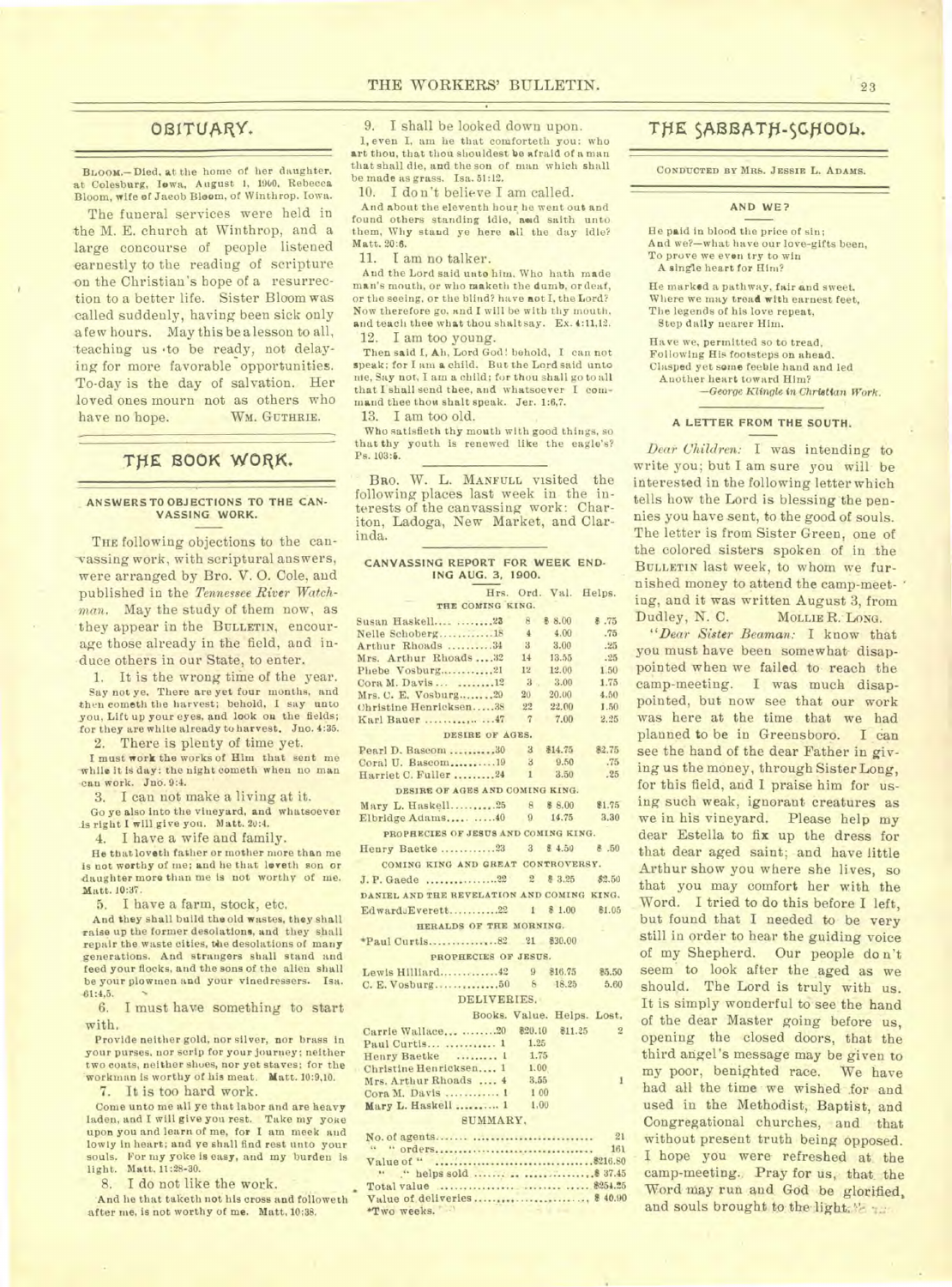## OBITUARY.

BLOOM.—Died, at the home of her daughter, at Colesburg, Iowa, August 1, 1900, Rebecca Bloom, wife of Jacob Bloom, of Winthrop, Iowa.

The funeral services were held in the M. E. church at Winthrop, and a large concourse of people listened earnestly to the reading of scripture on the Christian's hope of a resurrection to a better life. Sister Bloom was called suddenly, having been sick only a few hours. May this be a lesson to all, teaching us to be ready, not delaying for more favorable opportunities. To-day is the day of salvation. Her loved ones mourn not as others who have no hope. WM. GUTHRIE.

## THE BOOK WORK.

### ANSWERS TO OBJECTIONS TO THE CANVASSING WORK.

THE following objections to the canvassing work, with scriptural answers, were arranged by Bro. V. O. Cole, and published in the *Tennessee River Watchman*. May the study of them now, as they appear in the BULLETIN, encourage those already in the field, and induce others in our State, to enter.

1. It is the wrong time of the year.

Say not ye, There are yet four months, and then cometh the harvest; behold, I say unto you, Lift up your eyes, and look on the fields; for they are white already to harvest. Jno. 4:35.

2. There is plenty of time yet.

I must work the works of Him that sent me while it is day: the night cometh when no man can work. Jno. 9:4.

3. I can not make a living at it.

Go ye also into the vineyard, and whatsoever is right I will give you. Matt. 20:4.

4. I have a wife and family.

He that loveth father or mother more than me is not worthy of me; and he that loveth son or daughter more than me is not worthy of me. Matt. 10:37.

5. I have a farm, stock, etc.

And they shall build the old wastes, they shall raise up the former desolations, and they shall repair the waste cities, the desolations of many generations. And strangers shall stand and feed your flocks, and the sons of the alien shall be your plowmen and your vinedressers. Isa. 61:4,5.

6. I must have something to start with.

Provide neither gold, nor silver, nor brass in your purses, nor scrip for your journey; neither two coats, neither shoes, nor yet staves; for the workman is worthy of his meat. Matt. 10:9,10.

7. It is too hard work.

Come unto me all ye that labor and are heavy laden, and I will give you rest. Take my yoke upon you and learn of me, for I am meek and lowly in heart; and ye shall find rest unto your souls. For my yoke is easy, and my burden is light. Matt. 11:28-30.

8. I do not like the work.

And he that taketh not his cross and followeth after me, is not worthy of me. Matt. 10:38.

9. I shall be looked down upon.

I, even I, am he that comforteth you: who art thou, that thou shouldest be afraid of a man that shall die, and the son of man which shall be made as grass. Isa. 51:12.

10. I don't believe I am called.

And about the eleventh hour he went out and found others standing idle, and saith unto them, Why stand ye here all the day idle? Matt. 20:6.

11. I am no talker.

And the Lord said unto him, Who hath made man's mouth, or who maketh the dumb, or deaf, or the seeing, or the blind? have not I, the Lord? Now therefore go, and I will be with thy mouth, and teach thee what thou shalt say. Ex. 4:11,12.

12. I am too young.

Then said I, Ah, Lord God! behold, I can not speak; for I am a child. But the Lord said unto me, Say not, I am a child; for thou shalt go to all that I shall send thee, and whatsoever I command thee thou shalt speak. Jer. 1:6,7.

13. I am too old.

Who satisfieth thy mouth with good things, so that thy youth is renewed like the eagle's? Ps. 103:5.

BRO. W. L. MANFULL visited the following places last week in the interests of the canvassing work: Chariton, Ladoga, New Market, and Clarinda.

### CANVASSING REPORT FOR WEEK ENDING AUG. 3, 1900.

| | Hrs. | Ord. | Val. | Helps. |
|---|---|---|---|---|
| **THE COMING KING.** | | | | |
| Susan Haskell | 23 | 8 | $ 8.00 | $ .75 |
| Nelle Schoberg | 18 | 4 | 4.00 | .75 |
| Arthur Rhoads | 34 | 3 | 3.00 | .25 |
| Mrs. Arthur Rhoads | 32 | 14 | 13.55 | .25 |
| Phebe Vosburg | 21 | 12 | 12.00 | 1.50 |
| Cora M. Davis | 12 | 3 | 3.00 | 1.75 |
| Mrs. C. E. Vosburg | 20 | 20 | 20.00 | 4.50 |
| Christine Henricksen | 38 | 22 | 22.00 | 1.50 |
| Karl Bauer | 47 | 7 | 7.00 | 2.25 |
| **DESIRE OF AGES.** | | | | |
| Pearl D. Bascom | 30 | 3 | $14.75 | $2.75 |
| Coral U. Bascom | 19 | 3 | 9.50 | .75 |
| Harriet C. Fuller | 24 | 1 | 3.50 | .25 |
| **DESIRE OF AGES AND COMING KING.** | | | | |
| Mary L. Haskell | 25 | 8 | $ 8.00 | $1.75 |
| Elbridge Adams | 40 | 9 | 14.75 | 3.30 |
| **PROPHECIES OF JESUS AND COMING KING.** | | | | |
| Henry Baetke | 23 | 3 | $ 4.50 | $ .50 |
| **COMING KING AND GREAT CONTROVERSY.** | | | | |
| J. P. Gaede | 22 | 2 | $ 3.25 | $2.50 |
| **DANIEL AND THE REVELATION AND COMING KING.** | | | | |
| Edward Everett | 22 | 1 | $ 1.00 | $1.05 |
| **HERALDS OF THE MORNING.** | | | | |
| *Paul Curtis | 82 | 21 | $30.00 | |
| **PROPHECIES OF JESUS.** | | | | |
| Lewis Hilliard | 42 | 9 | $16.75 | $5.50 |
| C. E. Vosburg | 50 | 8 | 18.25 | 5.60 |

**DELIVERIES.**

| | Books. | Value. | Helps. | Lost. |
|---|---|---|---|---|
| Carrie Wallace | 20 | $20.10 | $11.25 | 2 |
| Paul Curtis | 1 | 1.25 | | |
| Henry Baetke | 1 | 1.75 | | |
| Christine Henricksen | 1 | 1.00 | | |
| Mrs. Arthur Rhoads | 4 | 3.55 | | 1 |
| Cora M. Davis | 1 | 1.00 | | |
| Mary L. Haskell | 1 | 1.00 | | |

**SUMMARY.**

| | |
|---|---|
| No. of agents | 21 |
| " " orders | 161 |
| Value of " | $216.80 |
| " " helps sold | $ 37.45 |
| Total value | $254.25 |
| Value of deliveries | $ 40.90 |

*Two weeks.

## THE SABBATH-SCHOOL.

CONDUCTED BY MRS. JESSIE L. ADAMS.

### AND WE?

He paid in blood the price of sin;
And we?—what have our love-gifts been,
To prove we even try to win
A single heart for Him?

He marked a pathway, fair and sweet,
Where we may tread with earnest feet,
The legends of his love repeat,
Step daily nearer Him.

Have we, permitted so to tread,
Following His footsteps on ahead,
Clasped yet some feeble hand and led
Another heart toward Him?

—*George Klingle in Christian Work.*

### A LETTER FROM THE SOUTH.

*Dear Children:* I was intending to write you; but I am sure you will be interested in the following letter which tells how the Lord is blessing the pennies you have sent, to the good of souls. The letter is from Sister Green, one of the colored sisters spoken of in the BULLETIN last week, to whom we furnished money to attend the camp-meeting, and it was written August 3, from Dudley, N. C. MOLLIE R. LONG.

"*Dear Sister Beaman:* I know that you must have been somewhat disappointed when we failed to reach the camp-meeting. I was much disappointed, but now see that our work was here at the time that we had planned to be in Greensboro. I can see the hand of the dear Father in giving us the money, through Sister Long, for this field, and I praise him for using such weak, ignorant creatures as we in his vineyard. Please help my dear Estella to fix up the dress for that dear aged saint; and have little Arthur show you where she lives, so that you may comfort her with the Word. I tried to do this before I left, but found that I needed to be very still in order to hear the guiding voice of my Shepherd. Our people don't seem to look after the aged as we should. The Lord is truly with us. It is simply wonderful to see the hand of the dear Master going before us, opening the closed doors, that the third angel's message may be given to my poor, benighted race. We have had all the time we wished for and used in the Methodist, Baptist, and Congregational churches, and that without present truth being opposed. I hope you were refreshed at the camp-meeting. Pray for us, that the Word may run and God be glorified, and souls brought to the light.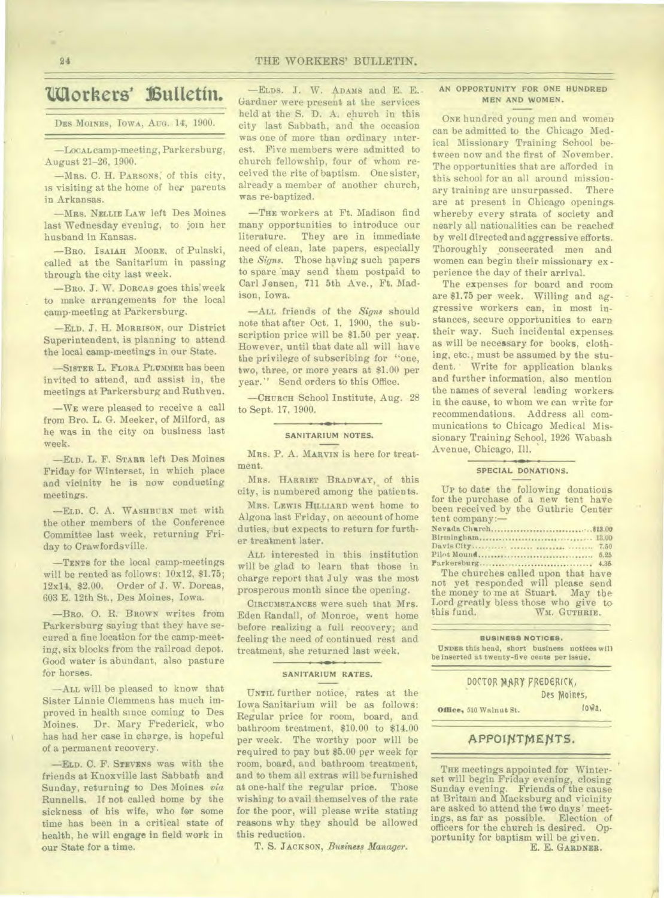# Workers' Bulletin.

DES MOINES, IOWA, AUG. 14, 1900.

—LOCAL camp-meeting, Parkersburg, August 21-26, 1900.

—MRS. C. H. PARSONS, of this city, is visiting at the home of her parents in Arkansas.

—MRS. NELLIE LAW left Des Moines last Wednesday evening, to join her husband in Kansas.

—BRO. ISAIAH MOORE, of Pulaski, called at the Sanitarium in passing through the city last week.

—BRO. J. W. DORCAS goes this week to make arrangements for the local camp-meeting at Parkersburg.

—ELD. J. H. MORRISON, our District Superintendent, is planning to attend the local camp-meetings in our State.

—SISTER L. FLORA PLUMMER has been invited to attend, and assist in, the meetings at Parkersburg and Ruthven.

—WE were pleased to receive a call from Bro. L. G. Meeker, of Milford, as he was in the city on business last week.

—ELD. L. F. STARR left Des Moines Friday for Winterset, in which place and vicinity he is now conducting meetings.

—ELD. C. A. WASHBURN met with the other members of the Conference Committee last week, returning Friday to Crawfordsville.

—TENTS for the local camp-meetings will be rented as follows: 10x12, $1.75; 12x14, $2.00. Order of J. W. Dorcas, 603 E. 12th St., Des Moines, Iowa.

—BRO. O. R. BROWN writes from Parkersburg saying that they have secured a fine location for the camp-meeting, six blocks from the railroad depot. Good water is abundant, also pasture for horses.

—ALL will be pleased to know that Sister Linnie Clemmens has much improved in health since coming to Des Moines. Dr. Mary Frederick, who has had her case in charge, is hopeful of a permanent recovery.

—ELD. C. F. STEVENS was with the friends at Knoxville last Sabbath and Sunday, returning to Des Moines *via* Runnells. If not called home by the sickness of his wife, who for some time has been in a critical state of health, he will engage in field work in our State for a time.

—ELDS. J. W. ADAMS and E. E. Gardner were present at the services held at the S. D. A. church in this city last Sabbath, and the occasion was one of more than ordinary interest. Five members were admitted to church fellowship, four of whom received the rite of baptism. One sister, already a member of another church, was re-baptized.

—THE workers at Ft. Madison find many opportunities to introduce our literature. They are in immediate need of clean, late papers, especially the *Signs*. Those having such papers to spare may send them postpaid to Carl Jensen, 711 5th Ave., Ft. Madison, Iowa.

—ALL friends of the *Signs* should note that after Oct. 1, 1900, the subscription price will be $1.50 per year. However, until that date all will have the privilege of subscribing for "one, two, three, or more years at $1.00 per year." Send orders to this Office.

—CHURCH School Institute, Aug. 28 to Sept. 17, 1900.

### SANITARIUM NOTES.

MRS. P. A. MARVIN is here for treatment.

MRS. HARRIET BRADWAY, of this city, is numbered among the patients.

MRS. LEWIS HILLIARD went home to Algona last Friday, on account of home duties, but expects to return for further treatment later.

ALL interested in this institution will be glad to learn that those in charge report that July was the most prosperous month since the opening.

CIRCUMSTANCES were such that Mrs. Eden Randall, of Monroe, went home before realizing a full recovery; and feeling the need of continued rest and treatment, she returned last week.

### SANITARIUM RATES.

UNTIL further notice, rates at the Iowa Sanitarium will be as follows: Regular price for room, board, and bathroom treatment, $10.00 to $14.00 per week. The worthy poor will be required to pay but $5.00 per week for room, board, and bathroom treatment, and to them all extras will be furnished at one-half the regular price. Those wishing to avail themselves of the rate for the poor, will please write stating reasons why they should be allowed this reduction.

T. S. JACKSON, *Business Manager.*

### AN OPPORTUNITY FOR ONE HUNDRED MEN AND WOMEN.

ONE hundred young men and women can be admitted to the Chicago Medical Missionary Training School between now and the first of November. The opportunities that are afforded in this school for an all around missionary training are unsurpassed. There are at present in Chicago openings whereby every strata of society and nearly all nationalities can be reached by well directed and aggressive efforts. Thoroughly consecrated men and women can begin their missionary experience the day of their arrival.

The expenses for board and room are $1.75 per week. Willing and aggressive workers can, in most instances, secure opportunities to earn their way. Such incidental expenses as will be necessary for books, clothing, etc., must be assumed by the student. Write for application blanks and further information, also mention the names of several leading workers in the cause, to whom we can write for recommendations. Address all communications to Chicago Medical Missionary Training School, 1926 Wabash Avenue, Chicago, Ill.

### SPECIAL DONATIONS.

UP to date the following donations for the purchase of a new tent have been received by the Guthrie Center tent company:—

| | |
|---|---|
| Nevada Church | $13.00 |
| Birmingham | 13.00 |
| Davis City | 7.50 |
| Pilot Mound | 5.25 |
| Parkersburg | 4.35 |

The churches called upon that have not yet responded will please send the money to me at Stuart. May the Lord greatly bless those who give to this fund.

WM. GUTHRIE.

### BUSINESS NOTICES.

UNDER this head, short business notices will be inserted at twenty-five cents per issue.

DOCTOR MARY FREDERICK,
Des Moines,
Office, 510 Walnut St. Iowa.

## APPOINTMENTS.

THE meetings appointed for Winterset will begin Friday evening, closing Sunday evening. Friends of the cause at Britain and Macksburg and vicinity are asked to attend the two days' meetings, as far as possible. Election of officers for the church is desired. Opportunity for baptism will be given.

E. E. GARDNER.